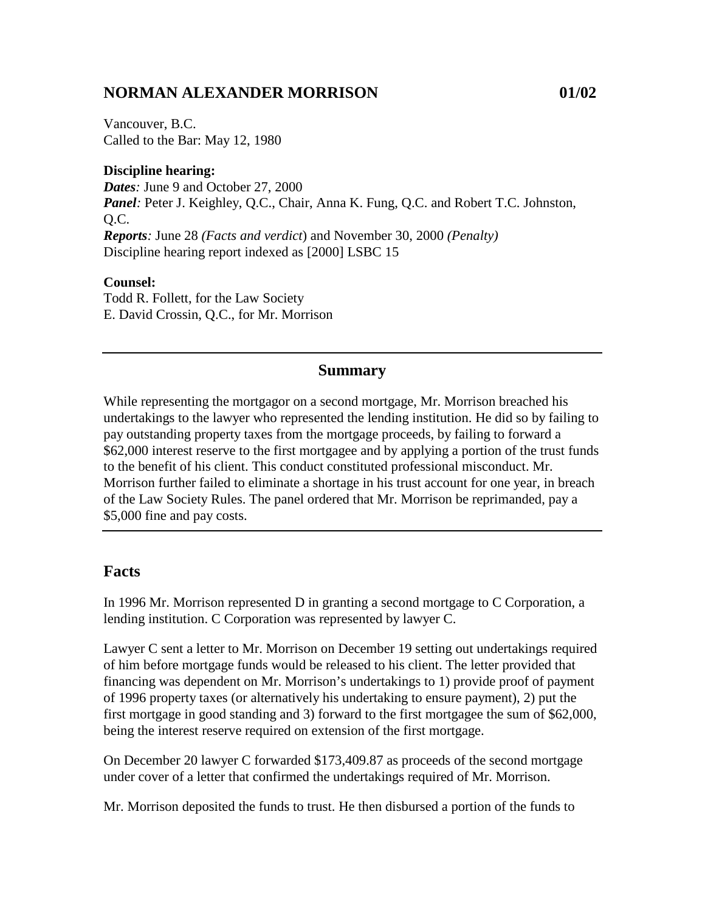# NORMAN ALEXANDER MORRISON 01/02

Vancouver, B.C.
Called to the Bar: May 12, 1980

**Discipline hearing:**
***Dates**:* June 9 and October 27, 2000
***Panel**:* Peter J. Keighley, Q.C., Chair, Anna K. Fung, Q.C. and Robert T.C. Johnston, Q.C.
***Reports**:* June 28 *(Facts and verdict*) and November 30, 2000 *(Penalty)*
Discipline hearing report indexed as [2000] LSBC 15

**Counsel:**
Todd R. Follett, for the Law Society
E. David Crossin, Q.C., for Mr. Morrison

---

## Summary

While representing the mortgagor on a second mortgage, Mr. Morrison breached his undertakings to the lawyer who represented the lending institution. He did so by failing to pay outstanding property taxes from the mortgage proceeds, by failing to forward a $62,000 interest reserve to the first mortgagee and by applying a portion of the trust funds to the benefit of his client. This conduct constituted professional misconduct. Mr. Morrison further failed to eliminate a shortage in his trust account for one year, in breach of the Law Society Rules. The panel ordered that Mr. Morrison be reprimanded, pay a $5,000 fine and pay costs.

---

## Facts

In 1996 Mr. Morrison represented D in granting a second mortgage to C Corporation, a lending institution. C Corporation was represented by lawyer C.

Lawyer C sent a letter to Mr. Morrison on December 19 setting out undertakings required of him before mortgage funds would be released to his client. The letter provided that financing was dependent on Mr. Morrison's undertakings to 1) provide proof of payment of 1996 property taxes (or alternatively his undertaking to ensure payment), 2) put the first mortgage in good standing and 3) forward to the first mortgagee the sum of $62,000, being the interest reserve required on extension of the first mortgage.

On December 20 lawyer C forwarded $173,409.87 as proceeds of the second mortgage under cover of a letter that confirmed the undertakings required of Mr. Morrison.

Mr. Morrison deposited the funds to trust. He then disbursed a portion of the funds to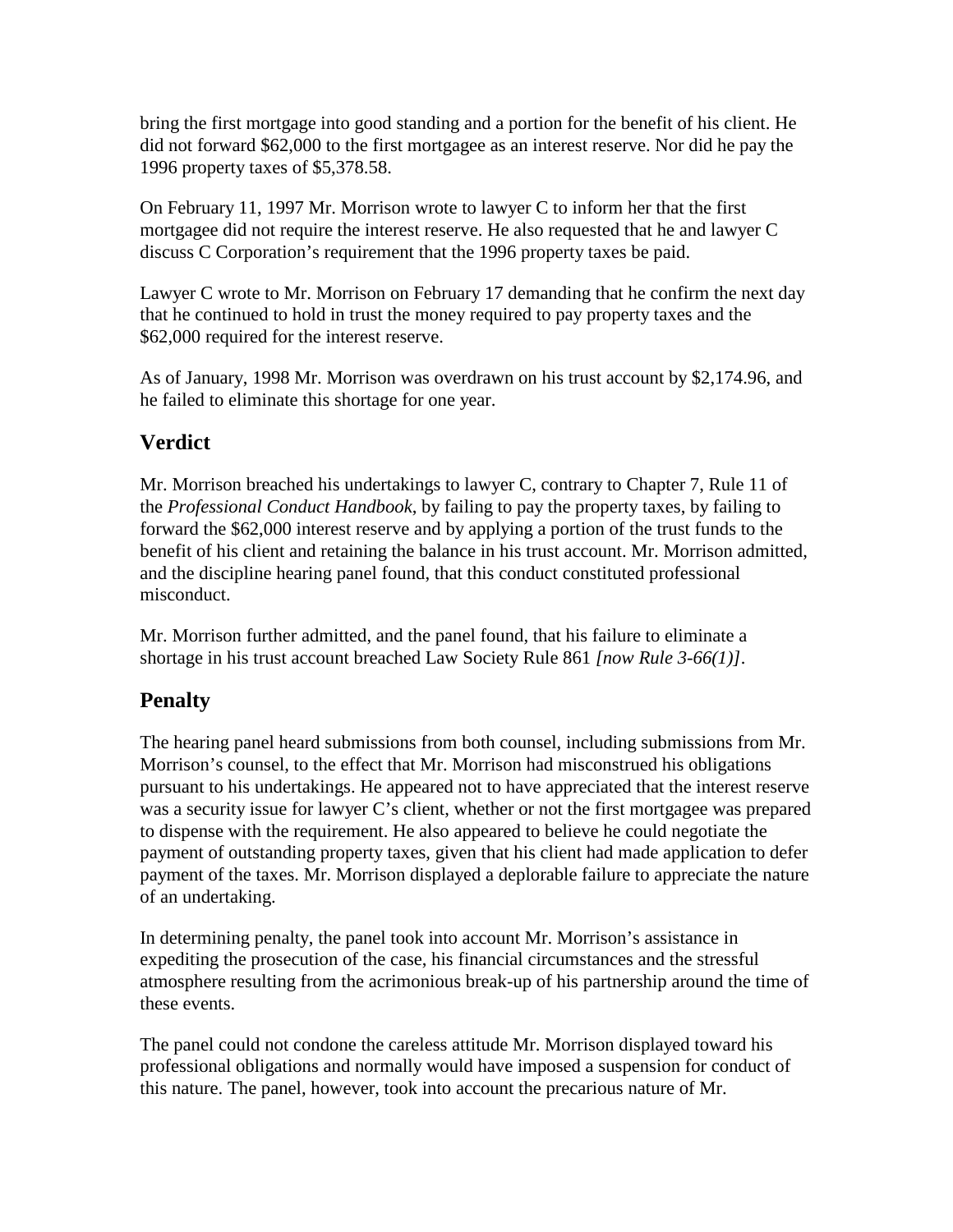bring the first mortgage into good standing and a portion for the benefit of his client. He did not forward $62,000 to the first mortgagee as an interest reserve. Nor did he pay the 1996 property taxes of $5,378.58.

On February 11, 1997 Mr. Morrison wrote to lawyer C to inform her that the first mortgagee did not require the interest reserve. He also requested that he and lawyer C discuss C Corporation's requirement that the 1996 property taxes be paid.

Lawyer C wrote to Mr. Morrison on February 17 demanding that he confirm the next day that he continued to hold in trust the money required to pay property taxes and the $62,000 required for the interest reserve.

As of January, 1998 Mr. Morrison was overdrawn on his trust account by $2,174.96, and he failed to eliminate this shortage for one year.

## Verdict

Mr. Morrison breached his undertakings to lawyer C, contrary to Chapter 7, Rule 11 of the *Professional Conduct Handbook*, by failing to pay the property taxes, by failing to forward the $62,000 interest reserve and by applying a portion of the trust funds to the benefit of his client and retaining the balance in his trust account. Mr. Morrison admitted, and the discipline hearing panel found, that this conduct constituted professional misconduct.

Mr. Morrison further admitted, and the panel found, that his failure to eliminate a shortage in his trust account breached Law Society Rule 861 *[now Rule 3-66(1)]*.

## Penalty

The hearing panel heard submissions from both counsel, including submissions from Mr. Morrison's counsel, to the effect that Mr. Morrison had misconstrued his obligations pursuant to his undertakings. He appeared not to have appreciated that the interest reserve was a security issue for lawyer C's client, whether or not the first mortgagee was prepared to dispense with the requirement. He also appeared to believe he could negotiate the payment of outstanding property taxes, given that his client had made application to defer payment of the taxes. Mr. Morrison displayed a deplorable failure to appreciate the nature of an undertaking.

In determining penalty, the panel took into account Mr. Morrison's assistance in expediting the prosecution of the case, his financial circumstances and the stressful atmosphere resulting from the acrimonious break-up of his partnership around the time of these events.

The panel could not condone the careless attitude Mr. Morrison displayed toward his professional obligations and normally would have imposed a suspension for conduct of this nature. The panel, however, took into account the precarious nature of Mr.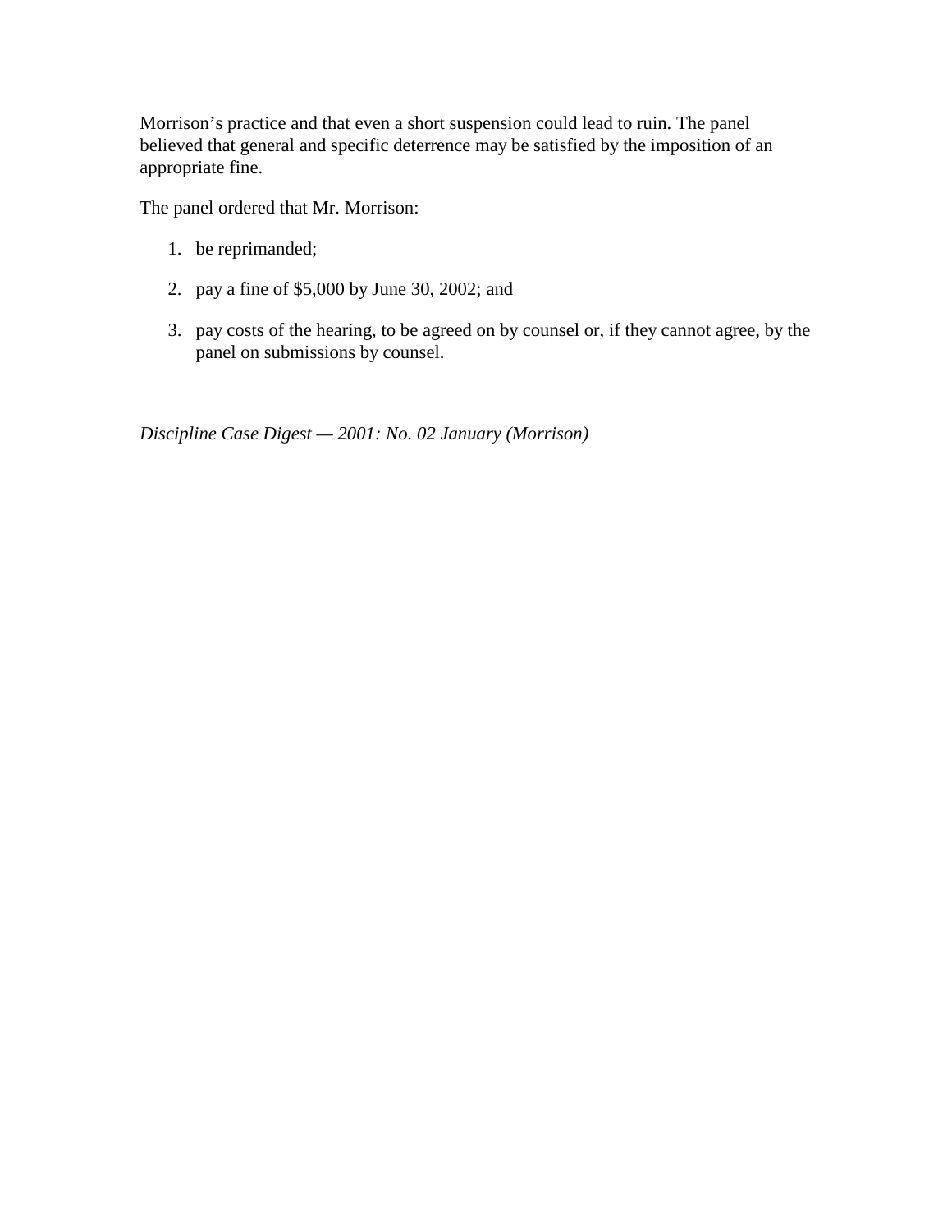Morrison's practice and that even a short suspension could lead to ruin. The panel believed that general and specific deterrence may be satisfied by the imposition of an appropriate fine.

The panel ordered that Mr. Morrison:

1. be reprimanded;
2. pay a fine of $5,000 by June 30, 2002; and
3. pay costs of the hearing, to be agreed on by counsel or, if they cannot agree, by the panel on submissions by counsel.

*Discipline Case Digest — 2001: No. 02 January (Morrison)*